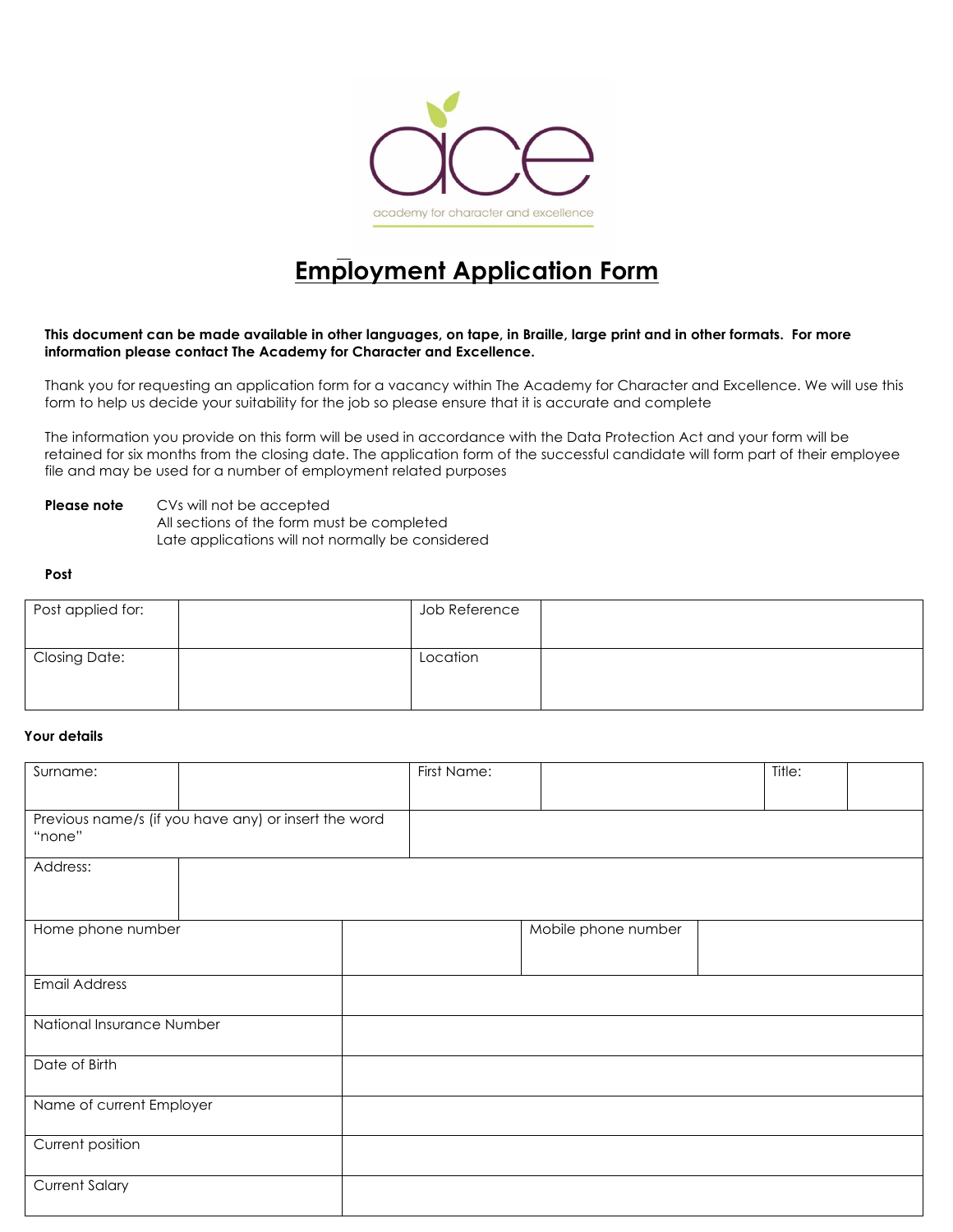ace

academy for character and excellence

# Employment Application Form

**This document can be made available in other languages, on tape, in Braille, large print and in other formats. For more information please contact The Academy for Character and Excellence.**

Thank you for requesting an application form for a vacancy within The Academy for Character and Excellence. We will use this form to help us decide your suitability for the job so please ensure that it is accurate and complete

The information you provide on this form will be used in accordance with the Data Protection Act and your form will be retained for six months from the closing date. The application form of the successful candidate will form part of their employee file and may be used for a number of employment related purposes

**Please note**
- CVs will not be accepted
- All sections of the form must be completed
- Late applications will not normally be considered

**Post**

| Post applied for: | | Job Reference | |
|---|---|---|---|
| Closing Date: | | Location | |

**Your details**

| Surname: | | First Name: | | Title: | |
|---|---|---|---|---|---|
| Previous name/s (if you have any) or insert the word "none" | | | | | |
| Address: | | | | | |
| Home phone number | | Mobile phone number | | | |
| Email Address | | | | | |
| National Insurance Number | | | | | |
| Date of Birth | | | | | |
| Name of current Employer | | | | | |
| Current position | | | | | |
| Current Salary | | | | | |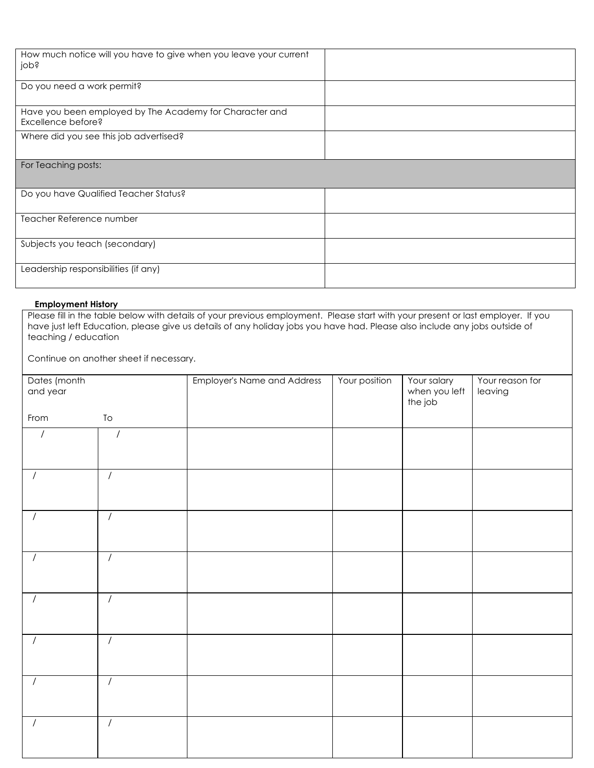| | |
|---|---|
| How much notice will you have to give when you leave your current job? | |
| Do you need a work permit? | |
| Have you been employed by The Academy for Character and Excellence before? | |
| Where did you see this job advertised? | |
| **For Teaching posts:** | |
| Do you have Qualified Teacher Status? | |
| Teacher Reference number | |
| Subjects you teach (secondary) | |
| Leadership responsibilities (if any) | |

**Employment History**

Please fill in the table below with details of your previous employment. Please start with your present or last employer. If you have just left Education, please give us details of any holiday jobs you have had. Please also include any jobs outside of teaching / education

Continue on another sheet if necessary.

| Dates (month and year | | Employer's Name and Address | Your position | Your salary when you left the job | Your reason for leaving |
|---|---|---|---|---|---|
| From | To | | | | |
| / | / | | | | |
| / | / | | | | |
| / | / | | | | |
| / | / | | | | |
| / | / | | | | |
| / | / | | | | |
| / | / | | | | |
| / | / | | | | |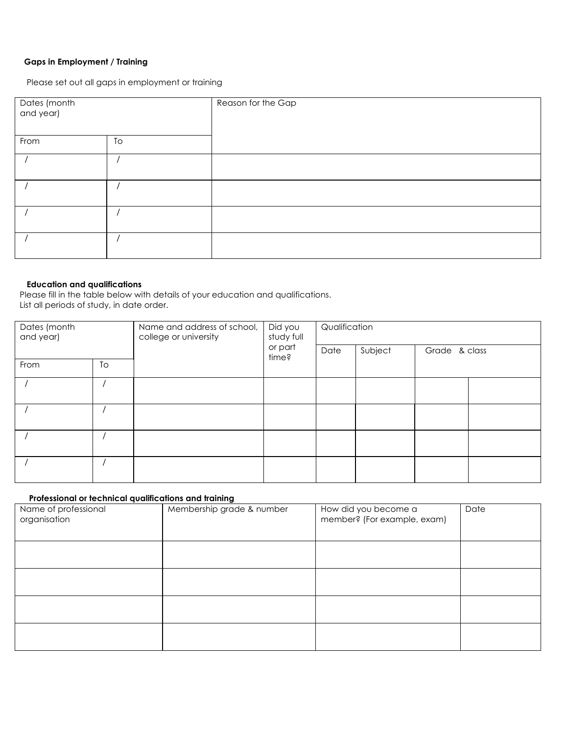**Gaps in Employment / Training**

Please set out all gaps in employment or training

| Dates (month and year) | | Reason for the Gap |
|---|---|---|
| From | To | |
| / | / | |
| / | / | |
| / | / | |
| / | / | |

**Education and qualifications**

Please fill in the table below with details of your education and qualifications.
List all periods of study, in date order.

| Dates (month and year) | | Name and address of school, college or university | Did you study full or part time? | Qualification | | | |
|---|---|---|---|---|---|---|---|
| | | | | Date | Subject | Grade & class | |
| From | To | | | | | | |
| / | / | | | | | | |
| / | / | | | | | | |
| / | / | | | | | | |
| / | / | | | | | | |

**Professional or technical qualifications and training**

| Name of professional organisation | Membership grade & number | How did you become a member? (For example, exam) | Date |
|---|---|---|---|
| | | | |
| | | | |
| | | | |
| | | | |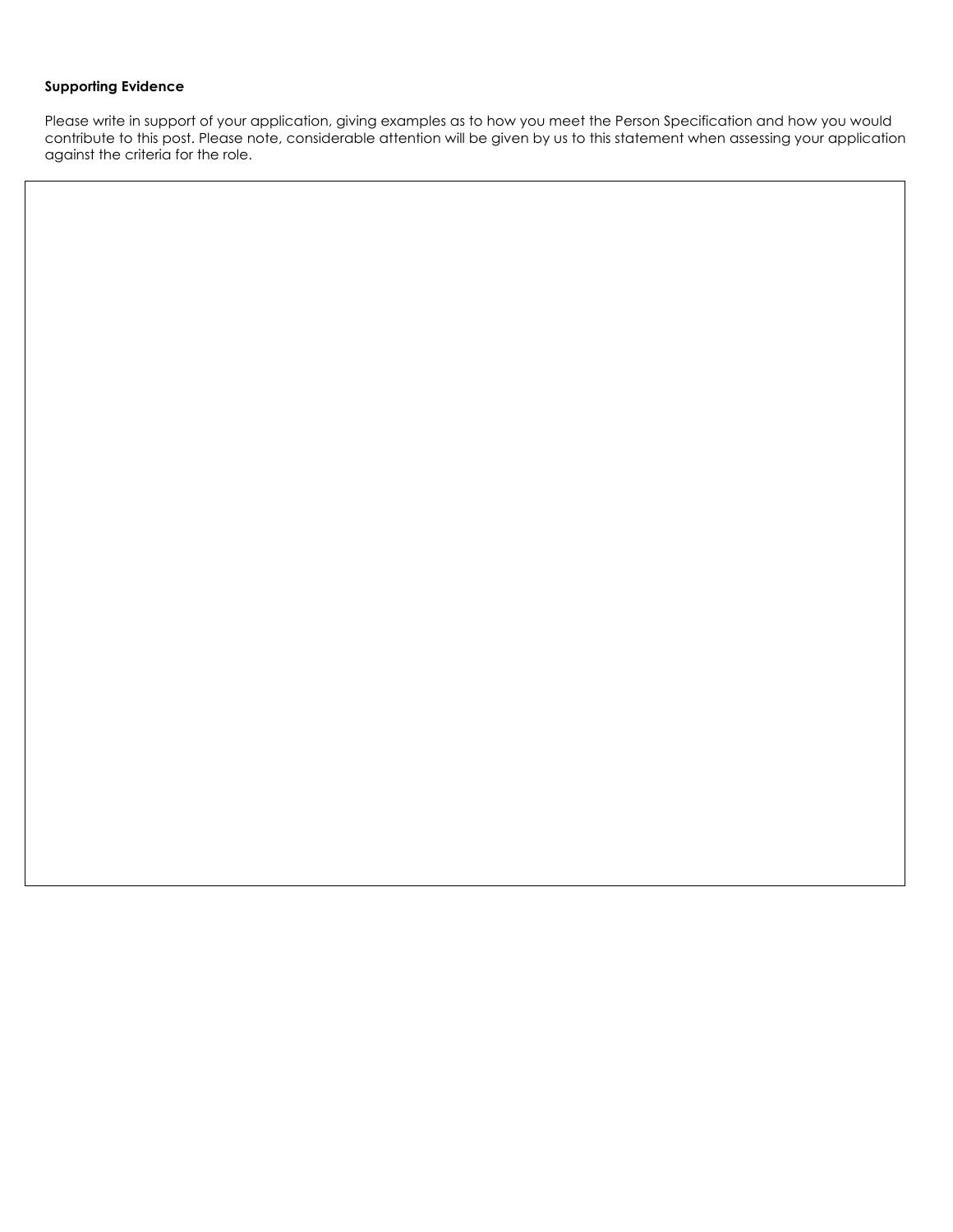**Supporting Evidence**

Please write in support of your application, giving examples as to how you meet the Person Specification and how you would contribute to this post. Please note, considerable attention will be given by us to this statement when assessing your application against the criteria for the role.

| |
|---|
| |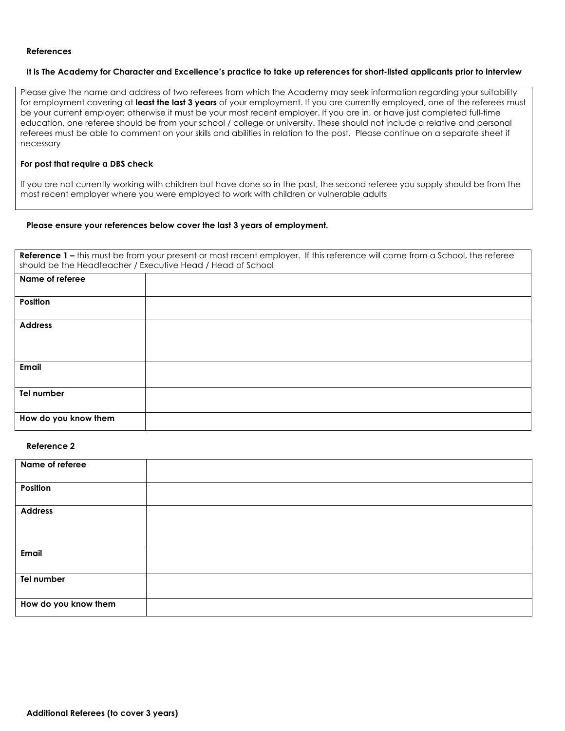**References**

**It is The Academy for Character and Excellence's practice to take up references for short-listed applicants prior to interview**

Please give the name and address of two referees from which the Academy may seek information regarding your suitability for employment covering at **least the last 3 years** of your employment. If you are currently employed, one of the referees must be your current employer; otherwise it must be your most recent employer. If you are in, or have just completed full-time education, one referee should be from your school / college or university. These should not include a relative and personal referees must be able to comment on your skills and abilities in relation to the post. Please continue on a separate sheet if necessary

**For post that require a DBS check**

If you are not currently working with children but have done so in the past, the second referee you supply should be from the most recent employer where you were employed to work with children or vulnerable adults

**Please ensure your references below cover the last 3 years of employment.**

**Reference 1 –** this must be from your present or most recent employer. If this reference will come from a School, the referee should be the Headteacher / Executive Head / Head of School

| | |
|---|---|
| **Name of referee** | |
| **Position** | |
| **Address** | |
| **Email** | |
| **Tel number** | |
| **How do you know them** | |

**Reference 2**

| | |
|---|---|
| **Name of referee** | |
| **Position** | |
| **Address** | |
| **Email** | |
| **Tel number** | |
| **How do you know them** | |

**Additional Referees (to cover 3 years)**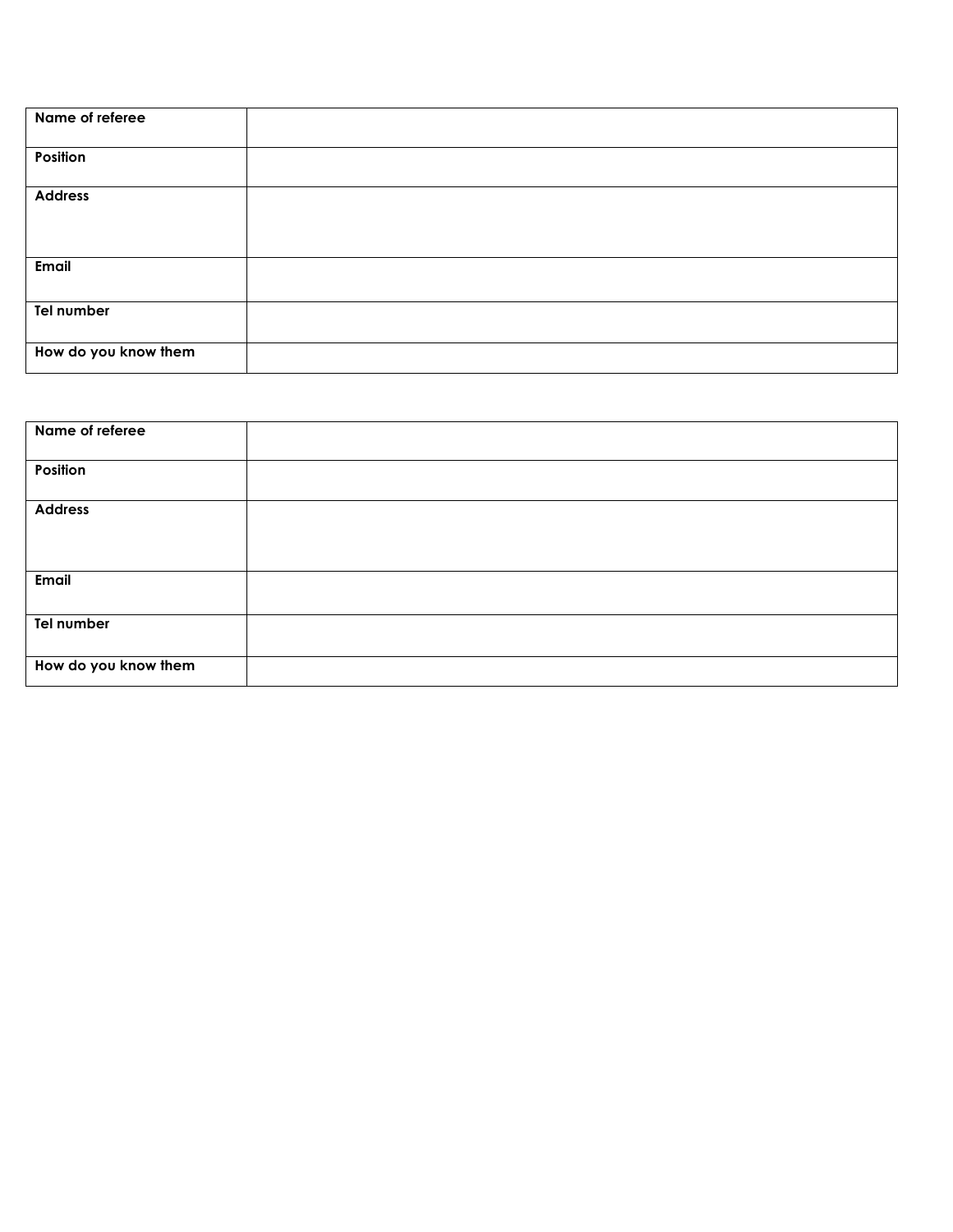| **Name of referee** | |
|---|---|
| **Position** | |
| **Address** | |
| **Email** | |
| **Tel number** | |
| **How do you know them** | |

| **Name of referee** | |
|---|---|
| **Position** | |
| **Address** | |
| **Email** | |
| **Tel number** | |
| **How do you know them** | |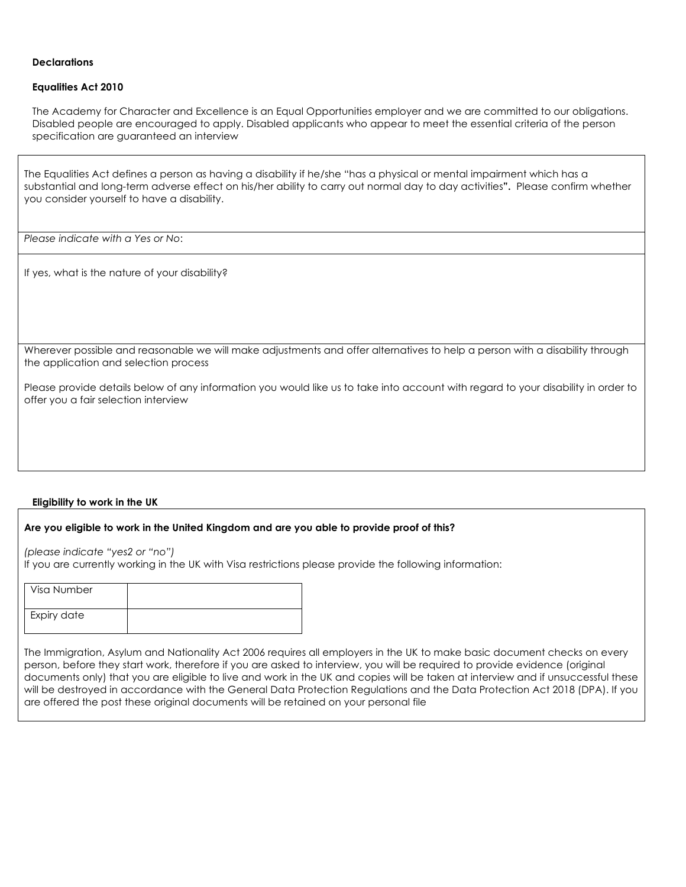**Declarations**

**Equalities Act 2010**

The Academy for Character and Excellence is an Equal Opportunities employer and we are committed to our obligations. Disabled people are encouraged to apply. Disabled applicants who appear to meet the essential criteria of the person specification are guaranteed an interview

The Equalities Act defines a person as having a disability if he/she "has a physical or mental impairment which has a substantial and long-term adverse effect on his/her ability to carry out normal day to day activities**".** Please confirm whether you consider yourself to have a disability.

*Please indicate with a Yes or No*:

If yes, what is the nature of your disability?

Wherever possible and reasonable we will make adjustments and offer alternatives to help a person with a disability through the application and selection process

Please provide details below of any information you would like us to take into account with regard to your disability in order to offer you a fair selection interview

**Eligibility to work in the UK**

**Are you eligible to work in the United Kingdom and are you able to provide proof of this?**

*(please indicate "yes2 or "no")*

If you are currently working in the UK with Visa restrictions please provide the following information:

| Visa Number | |
|---|---|
| Expiry date | |

The Immigration, Asylum and Nationality Act 2006 requires all employers in the UK to make basic document checks on every person, before they start work, therefore if you are asked to interview, you will be required to provide evidence (original documents only) that you are eligible to live and work in the UK and copies will be taken at interview and if unsuccessful these will be destroyed in accordance with the General Data Protection Regulations and the Data Protection Act 2018 (DPA). If you are offered the post these original documents will be retained on your personal file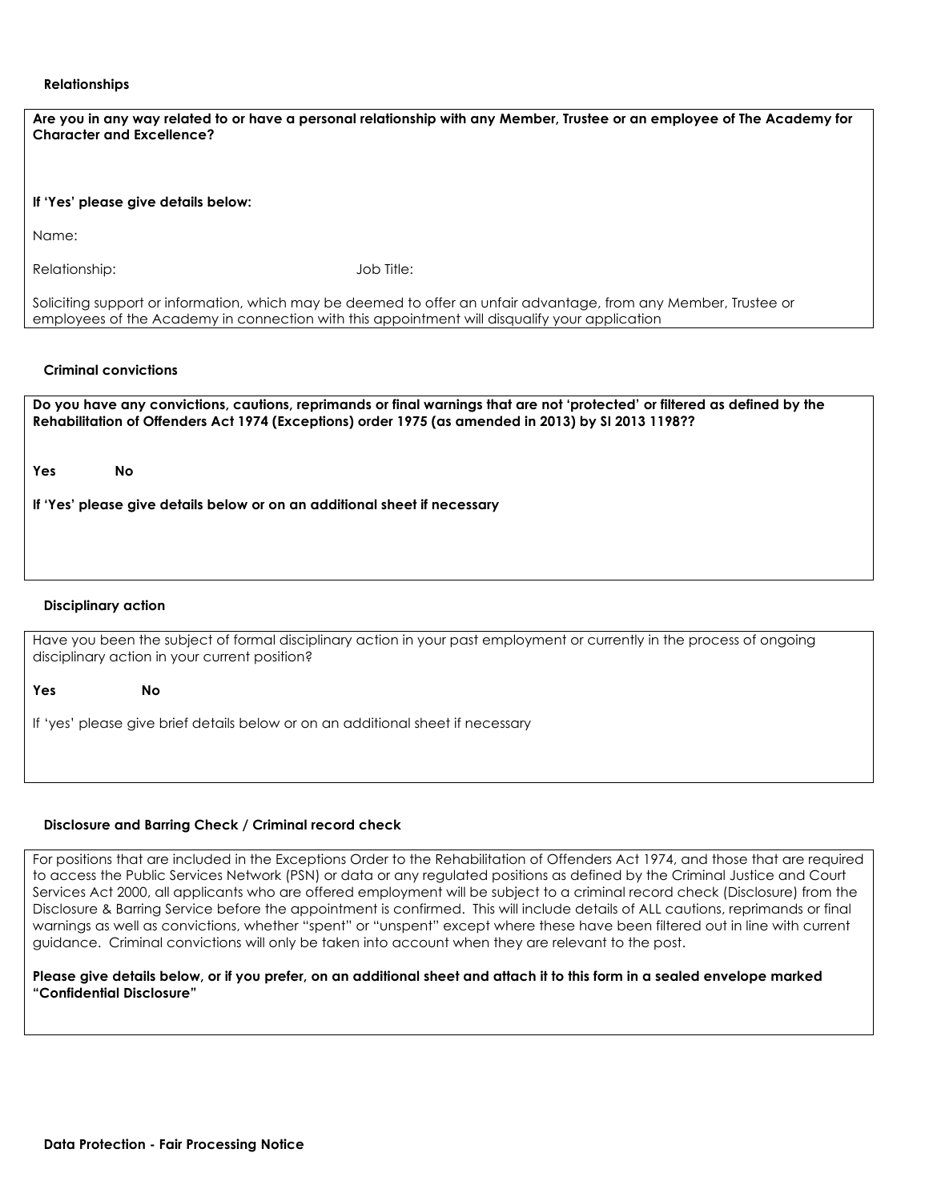**Relationships**

**Are you in any way related to or have a personal relationship with any Member, Trustee or an employee of The Academy for Character and Excellence?**

**If 'Yes' please give details below:**

Name:

Relationship: Job Title:

Soliciting support or information, which may be deemed to offer an unfair advantage, from any Member, Trustee or employees of the Academy in connection with this appointment will disqualify your application

**Criminal convictions**

**Do you have any convictions, cautions, reprimands or final warnings that are not 'protected' or filtered as defined by the Rehabilitation of Offenders Act 1974 (Exceptions) order 1975 (as amended in 2013) by SI 2013 1198??**

**Yes** **No**

**If 'Yes' please give details below or on an additional sheet if necessary**

**Disciplinary action**

Have you been the subject of formal disciplinary action in your past employment or currently in the process of ongoing disciplinary action in your current position?

**Yes** **No**

If 'yes' please give brief details below or on an additional sheet if necessary

**Disclosure and Barring Check / Criminal record check**

For positions that are included in the Exceptions Order to the Rehabilitation of Offenders Act 1974, and those that are required to access the Public Services Network (PSN) or data or any regulated positions as defined by the Criminal Justice and Court Services Act 2000, all applicants who are offered employment will be subject to a criminal record check (Disclosure) from the Disclosure & Barring Service before the appointment is confirmed. This will include details of ALL cautions, reprimands or final warnings as well as convictions, whether "spent" or "unspent" except where these have been filtered out in line with current guidance. Criminal convictions will only be taken into account when they are relevant to the post.

**Please give details below, or if you prefer, on an additional sheet and attach it to this form in a sealed envelope marked "Confidential Disclosure"**

**Data Protection - Fair Processing Notice**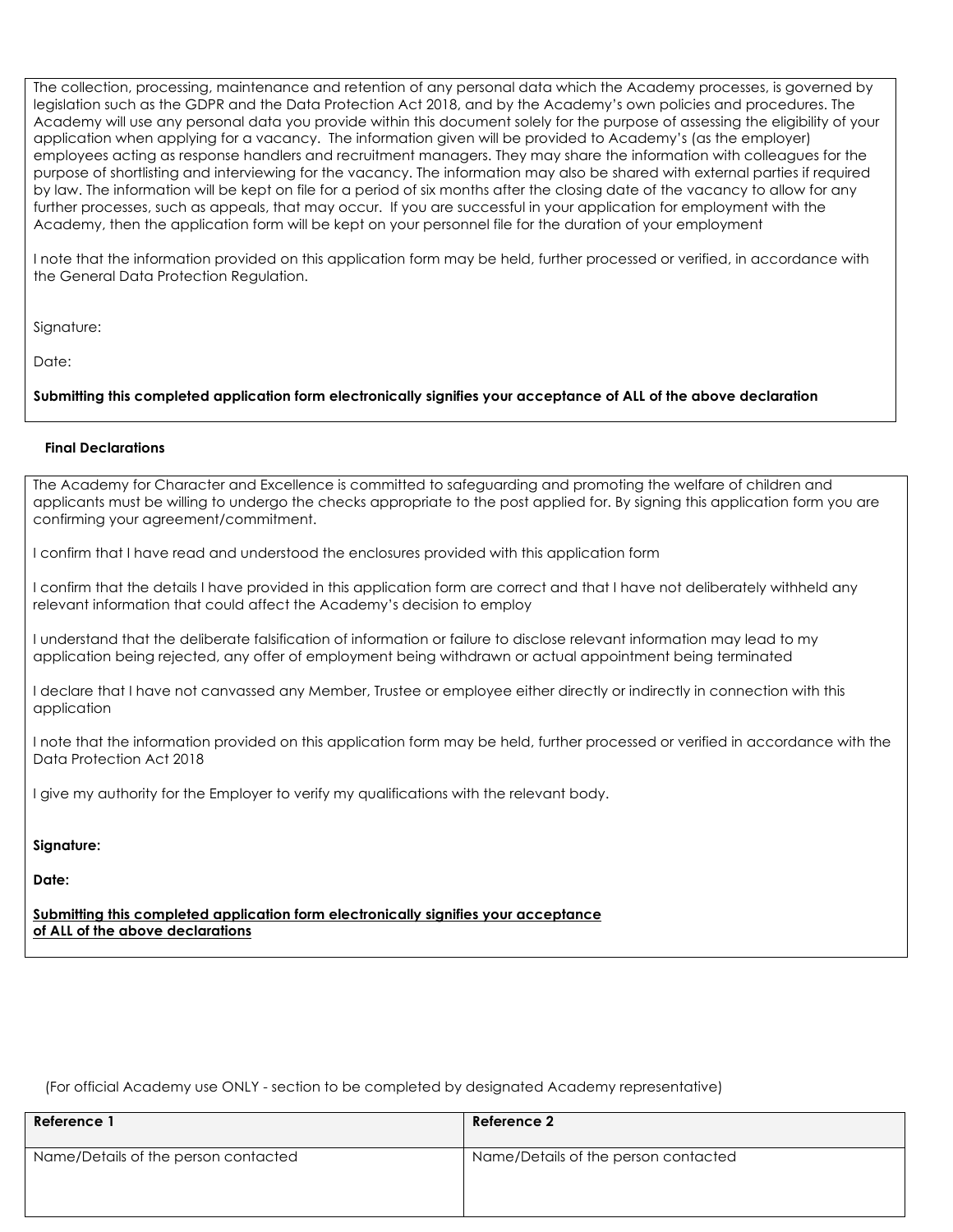The collection, processing, maintenance and retention of any personal data which the Academy processes, is governed by legislation such as the GDPR and the Data Protection Act 2018, and by the Academy's own policies and procedures. The Academy will use any personal data you provide within this document solely for the purpose of assessing the eligibility of your application when applying for a vacancy. The information given will be provided to Academy's (as the employer) employees acting as response handlers and recruitment managers. They may share the information with colleagues for the purpose of shortlisting and interviewing for the vacancy. The information may also be shared with external parties if required by law. The information will be kept on file for a period of six months after the closing date of the vacancy to allow for any further processes, such as appeals, that may occur. If you are successful in your application for employment with the Academy, then the application form will be kept on your personnel file for the duration of your employment

I note that the information provided on this application form may be held, further processed or verified, in accordance with the General Data Protection Regulation.

Signature:

Date:

**Submitting this completed application form electronically signifies your acceptance of ALL of the above declaration**

**Final Declarations**

The Academy for Character and Excellence is committed to safeguarding and promoting the welfare of children and applicants must be willing to undergo the checks appropriate to the post applied for. By signing this application form you are confirming your agreement/commitment.

I confirm that I have read and understood the enclosures provided with this application form

I confirm that the details I have provided in this application form are correct and that I have not deliberately withheld any relevant information that could affect the Academy's decision to employ

I understand that the deliberate falsification of information or failure to disclose relevant information may lead to my application being rejected, any offer of employment being withdrawn or actual appointment being terminated

I declare that I have not canvassed any Member, Trustee or employee either directly or indirectly in connection with this application

I note that the information provided on this application form may be held, further processed or verified in accordance with the Data Protection Act 2018

I give my authority for the Employer to verify my qualifications with the relevant body.

**Signature:**

**Date:**

**Submitting this completed application form electronically signifies your acceptance of ALL of the above declarations**

(For official Academy use ONLY - section to be completed by designated Academy representative)

| Reference 1 | Reference 2 |
|---|---|
| Name/Details of the person contacted | Name/Details of the person contacted |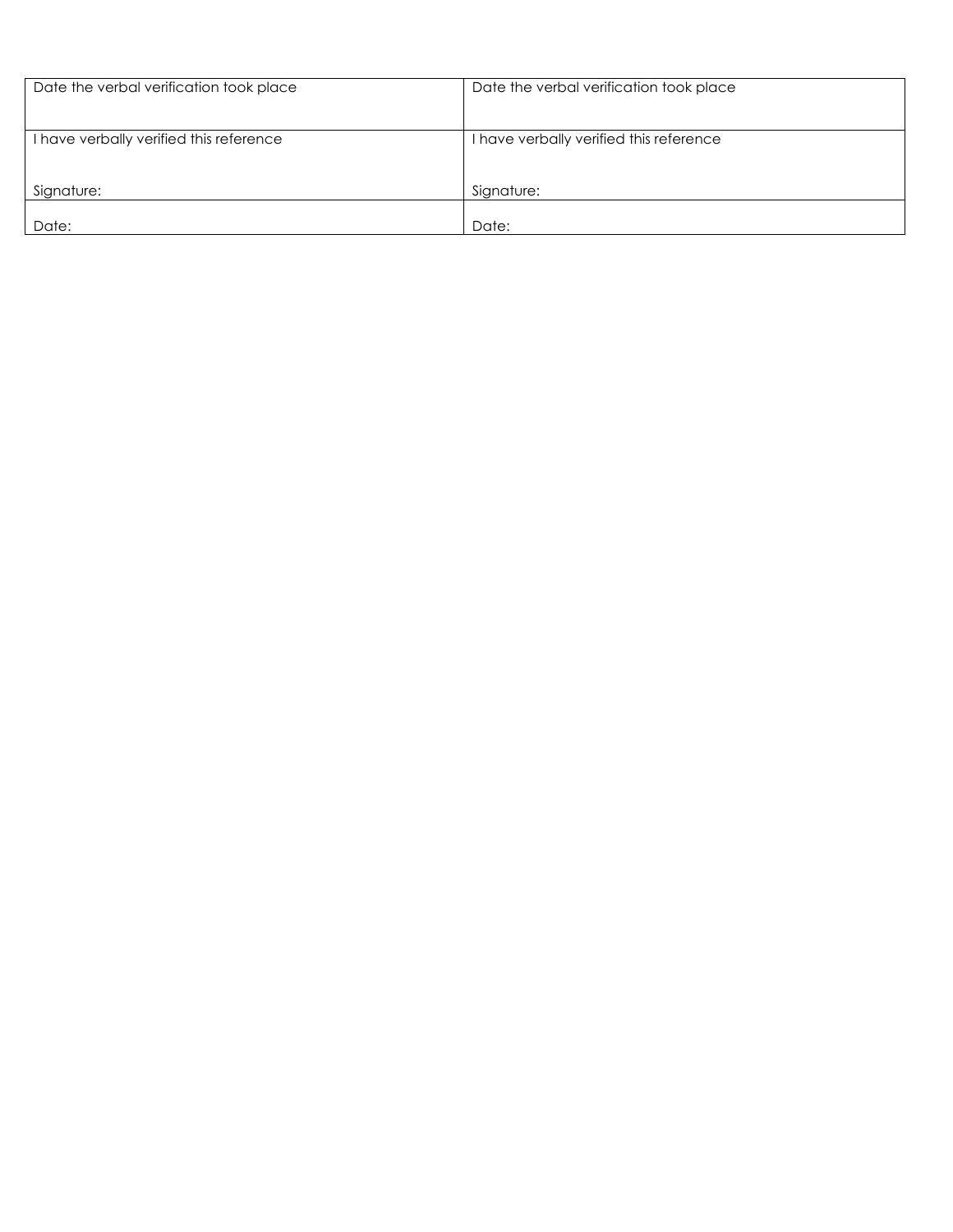| Date the verbal verification took place | Date the verbal verification took place |
|---|---|
| I have verbally verified this reference<br><br>Signature: | I have verbally verified this reference<br><br>Signature: |
| Date: | Date: |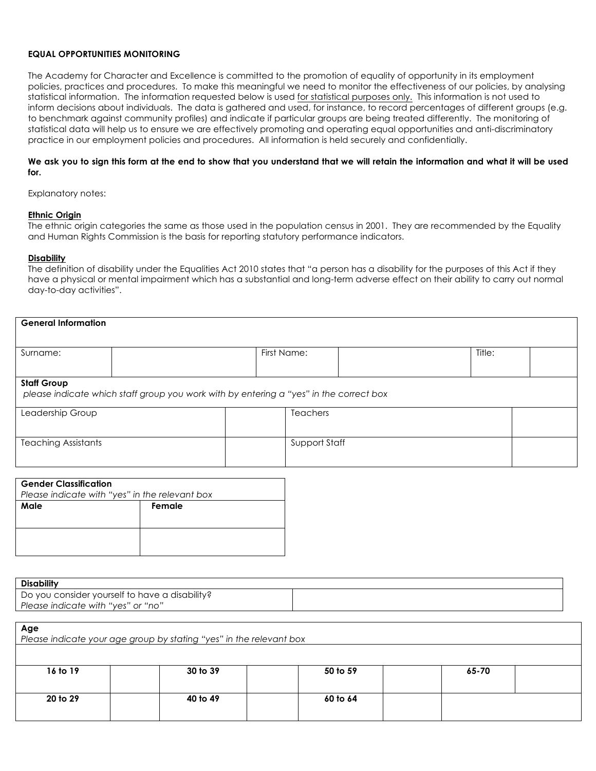**EQUAL OPPORTUNITIES MONITORING**

The Academy for Character and Excellence is committed to the promotion of equality of opportunity in its employment policies, practices and procedures. To make this meaningful we need to monitor the effectiveness of our policies, by analysing statistical information. The information requested below is used for statistical purposes only. This information is not used to inform decisions about individuals. The data is gathered and used, for instance, to record percentages of different groups (e.g. to benchmark against community profiles) and indicate if particular groups are being treated differently. The monitoring of statistical data will help us to ensure we are effectively promoting and operating equal opportunities and anti-discriminatory practice in our employment policies and procedures. All information is held securely and confidentially.

**We ask you to sign this form at the end to show that you understand that we will retain the information and what it will be used for.**

Explanatory notes:

**Ethnic Origin**
The ethnic origin categories the same as those used in the population census in 2001. They are recommended by the Equality and Human Rights Commission is the basis for reporting statutory performance indicators.

**Disability**
The definition of disability under the Equalities Act 2010 states that "a person has a disability for the purposes of this Act if they have a physical or mental impairment which has a substantial and long-term adverse effect on their ability to carry out normal day-to-day activities".

| **General Information** | | | | | |
|---|---|---|---|---|---|
| Surname: | | First Name: | | Title: | |

| **Staff Group** *please indicate which staff group you work with by entering a "yes" in the correct box* | | | |
|---|---|---|---|
| Leadership Group | | Teachers | |
| Teaching Assistants | | Support Staff | |

| **Gender Classification** *Please indicate with "yes" in the relevant box* | |
|---|---|
| **Male** | **Female** |
| | |

| **Disability** | |
|---|---|
| Do you consider yourself to have a disability? *Please indicate with "yes" or "no"* | |

| **Age** *Please indicate your age group by stating "yes" in the relevant box* | | | | | | | |
|---|---|---|---|---|---|---|---|
| **16 to 19** | | **30 to 39** | | **50 to 59** | | **65-70** | |
| **20 to 29** | | **40 to 49** | | **60 to 64** | | | |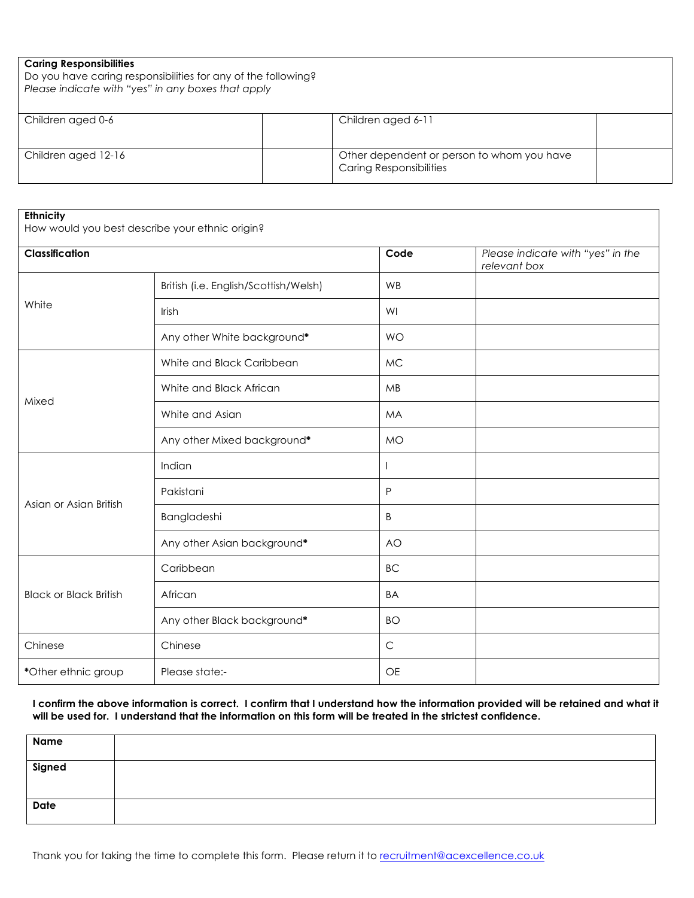**Caring Responsibilities**
Do you have caring responsibilities for any of the following?
*Please indicate with "yes" in any boxes that apply*

| | | | |
|---|---|---|---|
| Children aged 0-6 | | Children aged 6-11 | |
| Children aged 12-16 | | Other dependent or person to whom you have Caring Responsibilities | |

**Ethnicity**
How would you best describe your ethnic origin?

| **Classification** | | **Code** | *Please indicate with "yes" in the relevant box* |
|---|---|---|---|
| White | British (i.e. English/Scottish/Welsh) | WB | |
| | Irish | WI | |
| | Any other White background* | WO | |
| Mixed | White and Black Caribbean | MC | |
| | White and Black African | MB | |
| | White and Asian | MA | |
| | Any other Mixed background* | MO | |
| Asian or Asian British | Indian | I | |
| | Pakistani | P | |
| | Bangladeshi | B | |
| | Any other Asian background* | AO | |
| Black or Black British | Caribbean | BC | |
| | African | BA | |
| | Any other Black background* | BO | |
| Chinese | Chinese | C | |
| *Other ethnic group | Please state:- | OE | |

**I confirm the above information is correct. I confirm that I understand how the information provided will be retained and what it will be used for. I understand that the information on this form will be treated in the strictest confidence.**

| | |
|---|---|
| **Name** | |
| **Signed** | |
| **Date** | |

Thank you for taking the time to complete this form. Please return it to recruitment@acexcellence.co.uk